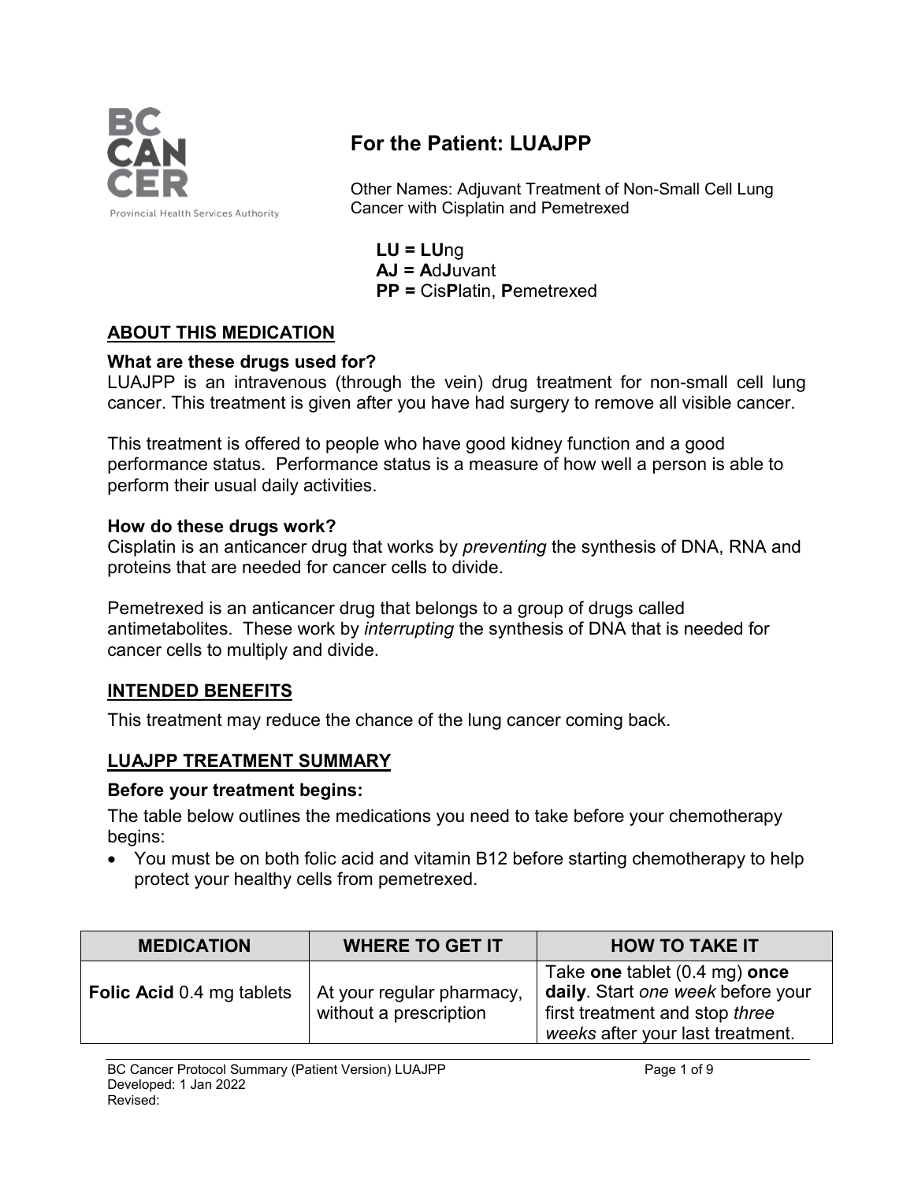# For the Patient: LUAJPP

Other Names: Adjuvant Treatment of Non-Small Cell Lung Cancer with Cisplatin and Pemetrexed

**LU = LU**ng
**AJ = A**d**J**uvant
**PP =** Cis**P**latin, **P**emetrexed

## ABOUT THIS MEDICATION

**What are these drugs used for?**

LUAJPP is an intravenous (through the vein) drug treatment for non-small cell lung cancer. This treatment is given after you have had surgery to remove all visible cancer.

This treatment is offered to people who have good kidney function and a good performance status. Performance status is a measure of how well a person is able to perform their usual daily activities.

**How do these drugs work?**

Cisplatin is an anticancer drug that works by *preventing* the synthesis of DNA, RNA and proteins that are needed for cancer cells to divide.

Pemetrexed is an anticancer drug that belongs to a group of drugs called antimetabolites. These work by *interrupting* the synthesis of DNA that is needed for cancer cells to multiply and divide.

## INTENDED BENEFITS

This treatment may reduce the chance of the lung cancer coming back.

## LUAJPP TREATMENT SUMMARY

**Before your treatment begins:**

The table below outlines the medications you need to take before your chemotherapy begins:

- You must be on both folic acid and vitamin B12 before starting chemotherapy to help protect your healthy cells from pemetrexed.

| MEDICATION | WHERE TO GET IT | HOW TO TAKE IT |
|---|---|---|
| **Folic Acid** 0.4 mg tablets | At your regular pharmacy, without a prescription | Take **one** tablet (0.4 mg) **once daily**. Start *one week* before your first treatment and stop *three weeks* after your last treatment. |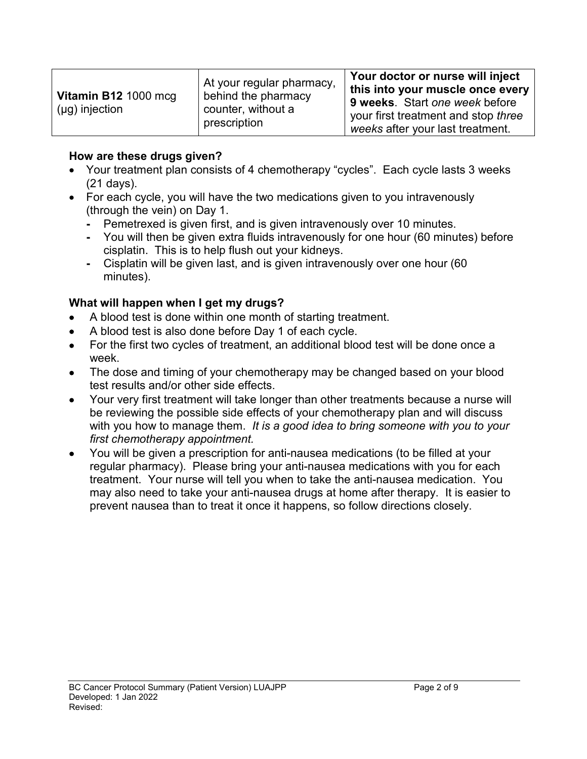| | | |
|---|---|---|
| **Vitamin B12** 1000 mcg (µg) injection | At your regular pharmacy, behind the pharmacy counter, without a prescription | **Your doctor or nurse will inject this into your muscle once every 9 weeks**. Start *one week* before your first treatment and stop *three weeks* after your last treatment. |

**How are these drugs given?**

- Your treatment plan consists of 4 chemotherapy "cycles". Each cycle lasts 3 weeks (21 days).
- For each cycle, you will have the two medications given to you intravenously (through the vein) on Day 1.
  - Pemetrexed is given first, and is given intravenously over 10 minutes.
  - You will then be given extra fluids intravenously for one hour (60 minutes) before cisplatin. This is to help flush out your kidneys.
  - Cisplatin will be given last, and is given intravenously over one hour (60 minutes).

**What will happen when I get my drugs?**

- A blood test is done within one month of starting treatment.
- A blood test is also done before Day 1 of each cycle.
- For the first two cycles of treatment, an additional blood test will be done once a week.
- The dose and timing of your chemotherapy may be changed based on your blood test results and/or other side effects.
- Your very first treatment will take longer than other treatments because a nurse will be reviewing the possible side effects of your chemotherapy plan and will discuss with you how to manage them. *It is a good idea to bring someone with you to your first chemotherapy appointment.*
- You will be given a prescription for anti-nausea medications (to be filled at your regular pharmacy). Please bring your anti-nausea medications with you for each treatment. Your nurse will tell you when to take the anti-nausea medication. You may also need to take your anti-nausea drugs at home after therapy. It is easier to prevent nausea than to treat it once it happens, so follow directions closely.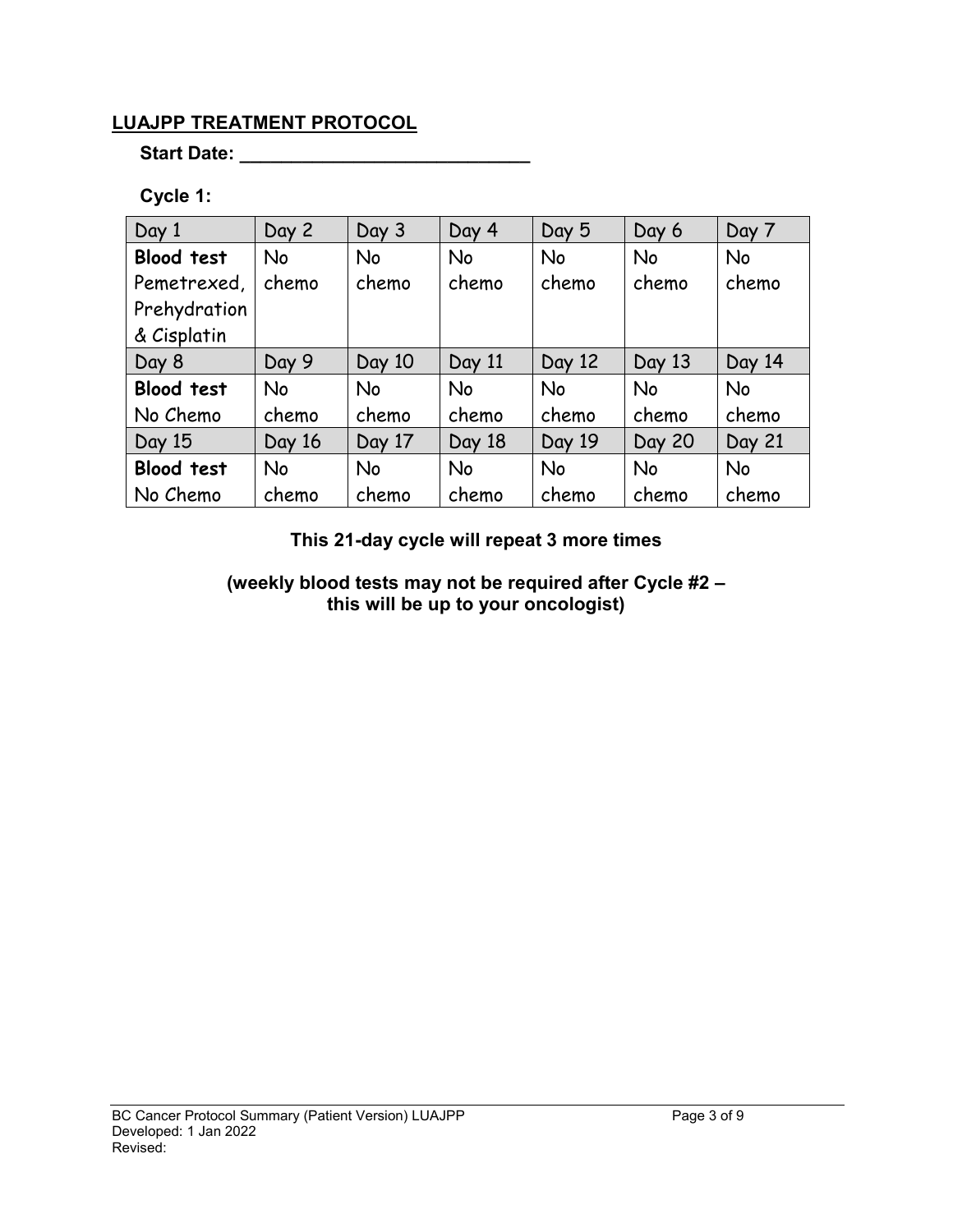## LUAJPP TREATMENT PROTOCOL

**Start Date: ____________________________**

**Cycle 1:**

| Day 1 | Day 2 | Day 3 | Day 4 | Day 5 | Day 6 | Day 7 |
|---|---|---|---|---|---|---|
| **Blood test** Pemetrexed, Prehydration & Cisplatin | No chemo | No chemo | No chemo | No chemo | No chemo | No chemo |
| Day 8 | Day 9 | Day 10 | Day 11 | Day 12 | Day 13 | Day 14 |
| **Blood test** No Chemo | No chemo | No chemo | No chemo | No chemo | No chemo | No chemo |
| Day 15 | Day 16 | Day 17 | Day 18 | Day 19 | Day 20 | Day 21 |
| **Blood test** No Chemo | No chemo | No chemo | No chemo | No chemo | No chemo | No chemo |

**This 21-day cycle will repeat 3 more times**

**(weekly blood tests may not be required after Cycle #2 – this will be up to your oncologist)**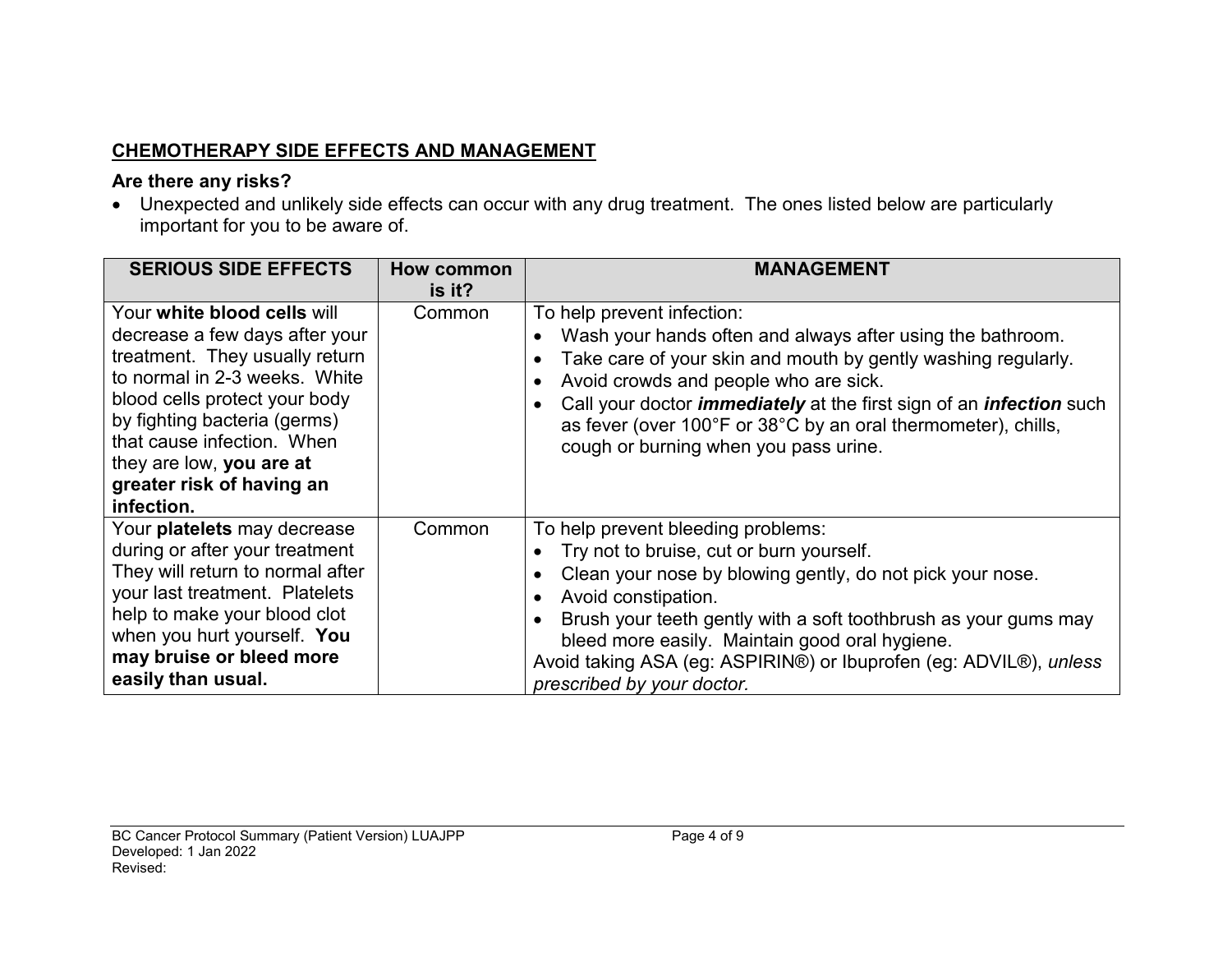## CHEMOTHERAPY SIDE EFFECTS AND MANAGEMENT

### Are there any risks?

- Unexpected and unlikely side effects can occur with any drug treatment. The ones listed below are particularly important for you to be aware of.

| SERIOUS SIDE EFFECTS | How common is it? | MANAGEMENT |
|---|---|---|
| Your **white blood cells** will decrease a few days after your treatment. They usually return to normal in 2-3 weeks. White blood cells protect your body by fighting bacteria (germs) that cause infection. When they are low, **you are at greater risk of having an infection.** | Common | To help prevent infection:<br>• Wash your hands often and always after using the bathroom.<br>• Take care of your skin and mouth by gently washing regularly.<br>• Avoid crowds and people who are sick.<br>• Call your doctor ***immediately*** at the first sign of an ***infection*** such as fever (over 100°F or 38°C by an oral thermometer), chills, cough or burning when you pass urine. |
| Your **platelets** may decrease during or after your treatment They will return to normal after your last treatment. Platelets help to make your blood clot when you hurt yourself. **You may bruise or bleed more easily than usual.** | Common | To help prevent bleeding problems:<br>• Try not to bruise, cut or burn yourself.<br>• Clean your nose by blowing gently, do not pick your nose.<br>• Avoid constipation.<br>• Brush your teeth gently with a soft toothbrush as your gums may bleed more easily. Maintain good oral hygiene.<br>Avoid taking ASA (eg: ASPIRIN®) or Ibuprofen (eg: ADVIL®), *unless prescribed by your doctor.* |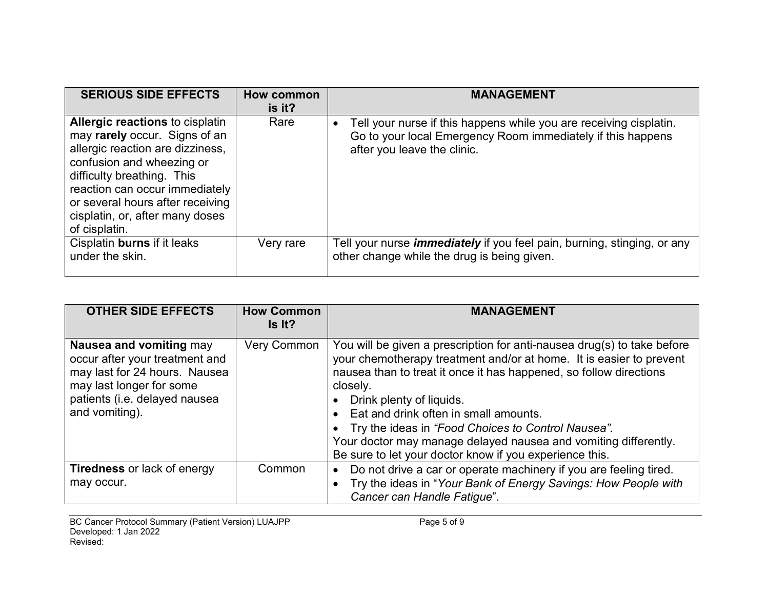| SERIOUS SIDE EFFECTS | How common is it? | MANAGEMENT |
|---|---|---|
| **Allergic reactions** to cisplatin may **rarely** occur. Signs of an allergic reaction are dizziness, confusion and wheezing or difficulty breathing. This reaction can occur immediately or several hours after receiving cisplatin, or, after many doses of cisplatin. | Rare | • Tell your nurse if this happens while you are receiving cisplatin. Go to your local Emergency Room immediately if this happens after you leave the clinic. |
| Cisplatin **burns** if it leaks under the skin. | Very rare | Tell your nurse ***immediately*** if you feel pain, burning, stinging, or any other change while the drug is being given. |

| OTHER SIDE EFFECTS | How Common Is It? | MANAGEMENT |
|---|---|---|
| **Nausea and vomiting** may occur after your treatment and may last for 24 hours. Nausea may last longer for some patients (i.e. delayed nausea and vomiting). | Very Common | You will be given a prescription for anti-nausea drug(s) to take before your chemotherapy treatment and/or at home. It is easier to prevent nausea than to treat it once it has happened, so follow directions closely.<br>• Drink plenty of liquids.<br>• Eat and drink often in small amounts.<br>• Try the ideas in *"Food Choices to Control Nausea".*<br>Your doctor may manage delayed nausea and vomiting differently. Be sure to let your doctor know if you experience this. |
| **Tiredness** or lack of energy may occur. | Common | • Do not drive a car or operate machinery if you are feeling tired.<br>• Try the ideas in "*Your Bank of Energy Savings: How People with Cancer can Handle Fatigue*". |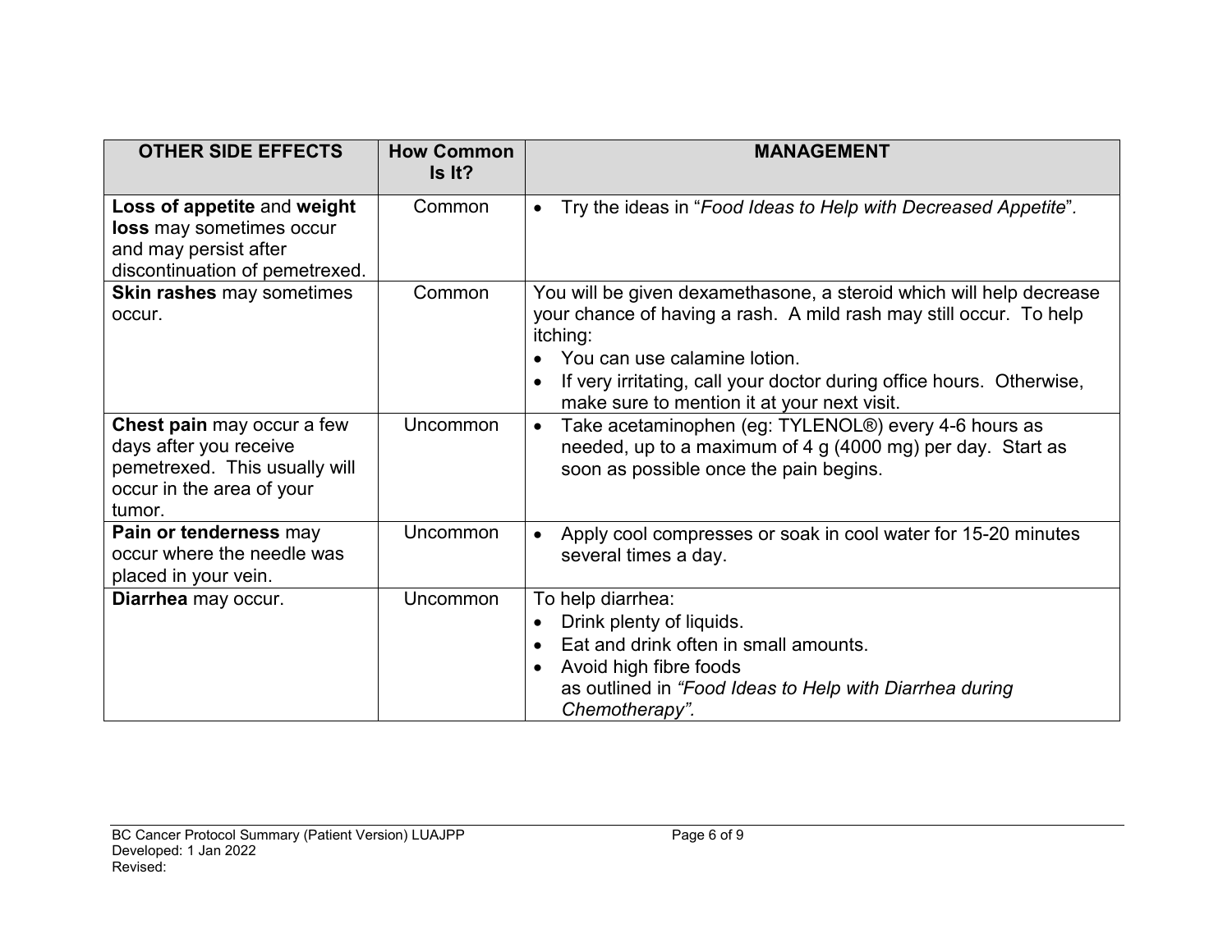| OTHER SIDE EFFECTS | How Common Is It? | MANAGEMENT |
|---|---|---|
| **Loss of appetite** and **weight loss** may sometimes occur and may persist after discontinuation of pemetrexed. | Common | • Try the ideas in "*Food Ideas to Help with Decreased Appetite*". |
| **Skin rashes** may sometimes occur. | Common | You will be given dexamethasone, a steroid which will help decrease your chance of having a rash. A mild rash may still occur. To help itching:<br>• You can use calamine lotion.<br>• If very irritating, call your doctor during office hours. Otherwise, make sure to mention it at your next visit. |
| **Chest pain** may occur a few days after you receive pemetrexed. This usually will occur in the area of your tumor. | Uncommon | • Take acetaminophen (eg: TYLENOL®) every 4-6 hours as needed, up to a maximum of 4 g (4000 mg) per day. Start as soon as possible once the pain begins. |
| **Pain or tenderness** may occur where the needle was placed in your vein. | Uncommon | • Apply cool compresses or soak in cool water for 15-20 minutes several times a day. |
| **Diarrhea** may occur. | Uncommon | To help diarrhea:<br>• Drink plenty of liquids.<br>• Eat and drink often in small amounts.<br>• Avoid high fibre foods as outlined in *"Food Ideas to Help with Diarrhea during Chemotherapy"*. |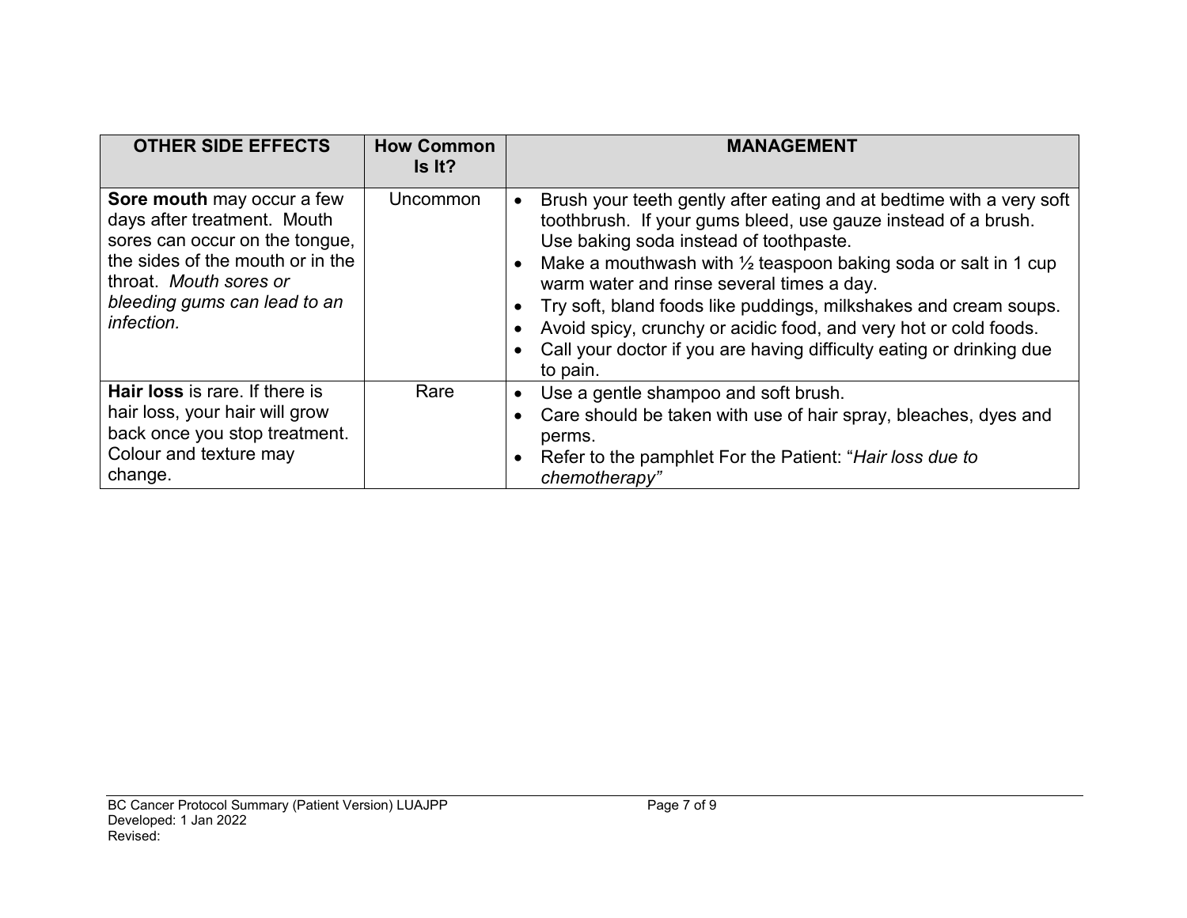| OTHER SIDE EFFECTS | How Common Is It? | MANAGEMENT |
|---|---|---|
| **Sore mouth** may occur a few days after treatment. Mouth sores can occur on the tongue, the sides of the mouth or in the throat. *Mouth sores or bleeding gums can lead to an infection.* | Uncommon | • Brush your teeth gently after eating and at bedtime with a very soft toothbrush. If your gums bleed, use gauze instead of a brush. Use baking soda instead of toothpaste.<br>• Make a mouthwash with ½ teaspoon baking soda or salt in 1 cup warm water and rinse several times a day.<br>• Try soft, bland foods like puddings, milkshakes and cream soups.<br>• Avoid spicy, crunchy or acidic food, and very hot or cold foods.<br>• Call your doctor if you are having difficulty eating or drinking due to pain. |
| **Hair loss** is rare. If there is hair loss, your hair will grow back once you stop treatment. Colour and texture may change. | Rare | • Use a gentle shampoo and soft brush.<br>• Care should be taken with use of hair spray, bleaches, dyes and perms.<br>• Refer to the pamphlet For the Patient: "*Hair loss due to chemotherapy*" |

BC Cancer Protocol Summary (Patient Version) LUAJPP
Developed: 1 Jan 2022
Revised: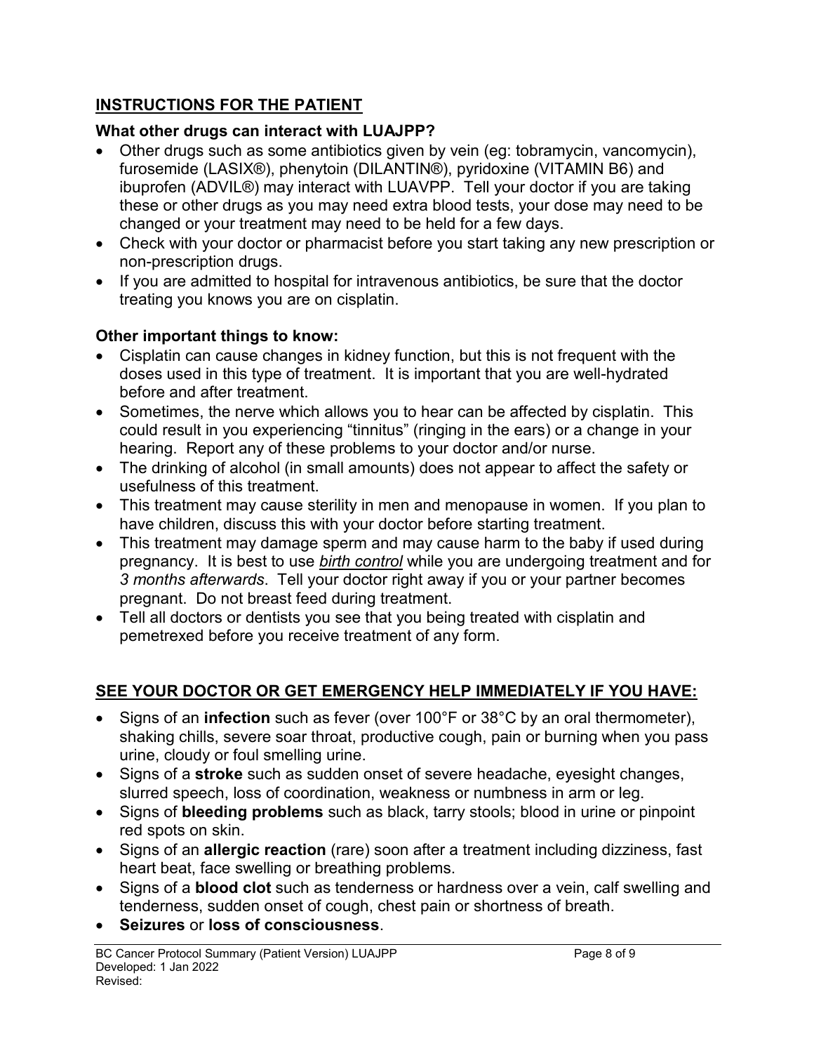## INSTRUCTIONS FOR THE PATIENT

### What other drugs can interact with LUAJPP?

- Other drugs such as some antibiotics given by vein (eg: tobramycin, vancomycin), furosemide (LASIX®), phenytoin (DILANTIN®), pyridoxine (VITAMIN B6) and ibuprofen (ADVIL®) may interact with LUAVPP. Tell your doctor if you are taking these or other drugs as you may need extra blood tests, your dose may need to be changed or your treatment may need to be held for a few days.
- Check with your doctor or pharmacist before you start taking any new prescription or non-prescription drugs.
- If you are admitted to hospital for intravenous antibiotics, be sure that the doctor treating you knows you are on cisplatin.

### Other important things to know:

- Cisplatin can cause changes in kidney function, but this is not frequent with the doses used in this type of treatment. It is important that you are well-hydrated before and after treatment.
- Sometimes, the nerve which allows you to hear can be affected by cisplatin. This could result in you experiencing "tinnitus" (ringing in the ears) or a change in your hearing. Report any of these problems to your doctor and/or nurse.
- The drinking of alcohol (in small amounts) does not appear to affect the safety or usefulness of this treatment.
- This treatment may cause sterility in men and menopause in women. If you plan to have children, discuss this with your doctor before starting treatment.
- This treatment may damage sperm and may cause harm to the baby if used during pregnancy. It is best to use ***birth control*** while you are undergoing treatment and for *3 months afterwards*. Tell your doctor right away if you or your partner becomes pregnant. Do not breast feed during treatment.
- Tell all doctors or dentists you see that you being treated with cisplatin and pemetrexed before you receive treatment of any form.

## SEE YOUR DOCTOR OR GET EMERGENCY HELP IMMEDIATELY IF YOU HAVE:

- Signs of an **infection** such as fever (over 100°F or 38°C by an oral thermometer), shaking chills, severe soar throat, productive cough, pain or burning when you pass urine, cloudy or foul smelling urine.
- Signs of a **stroke** such as sudden onset of severe headache, eyesight changes, slurred speech, loss of coordination, weakness or numbness in arm or leg.
- Signs of **bleeding problems** such as black, tarry stools; blood in urine or pinpoint red spots on skin.
- Signs of an **allergic reaction** (rare) soon after a treatment including dizziness, fast heart beat, face swelling or breathing problems.
- Signs of a **blood clot** such as tenderness or hardness over a vein, calf swelling and tenderness, sudden onset of cough, chest pain or shortness of breath.
- **Seizures** or **loss of consciousness**.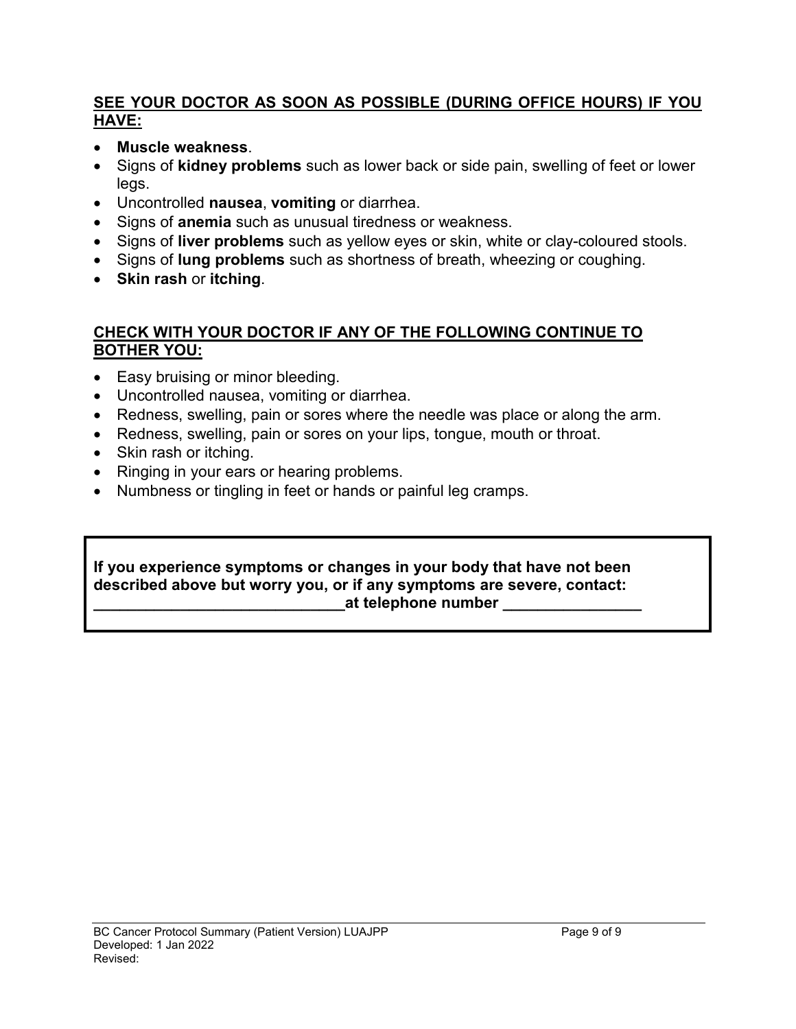**SEE YOUR DOCTOR AS SOON AS POSSIBLE (DURING OFFICE HOURS) IF YOU HAVE:**

- **Muscle weakness**.
- Signs of **kidney problems** such as lower back or side pain, swelling of feet or lower legs.
- Uncontrolled **nausea**, **vomiting** or diarrhea.
- Signs of **anemia** such as unusual tiredness or weakness.
- Signs of **liver problems** such as yellow eyes or skin, white or clay-coloured stools.
- Signs of **lung problems** such as shortness of breath, wheezing or coughing.
- **Skin rash** or **itching**.

**CHECK WITH YOUR DOCTOR IF ANY OF THE FOLLOWING CONTINUE TO BOTHER YOU:**

- Easy bruising or minor bleeding.
- Uncontrolled nausea, vomiting or diarrhea.
- Redness, swelling, pain or sores where the needle was place or along the arm.
- Redness, swelling, pain or sores on your lips, tongue, mouth or throat.
- Skin rash or itching.
- Ringing in your ears or hearing problems.
- Numbness or tingling in feet or hands or painful leg cramps.

**If you experience symptoms or changes in your body that have not been described above but worry you, or if any symptoms are severe, contact: ______________________________at telephone number ________________**